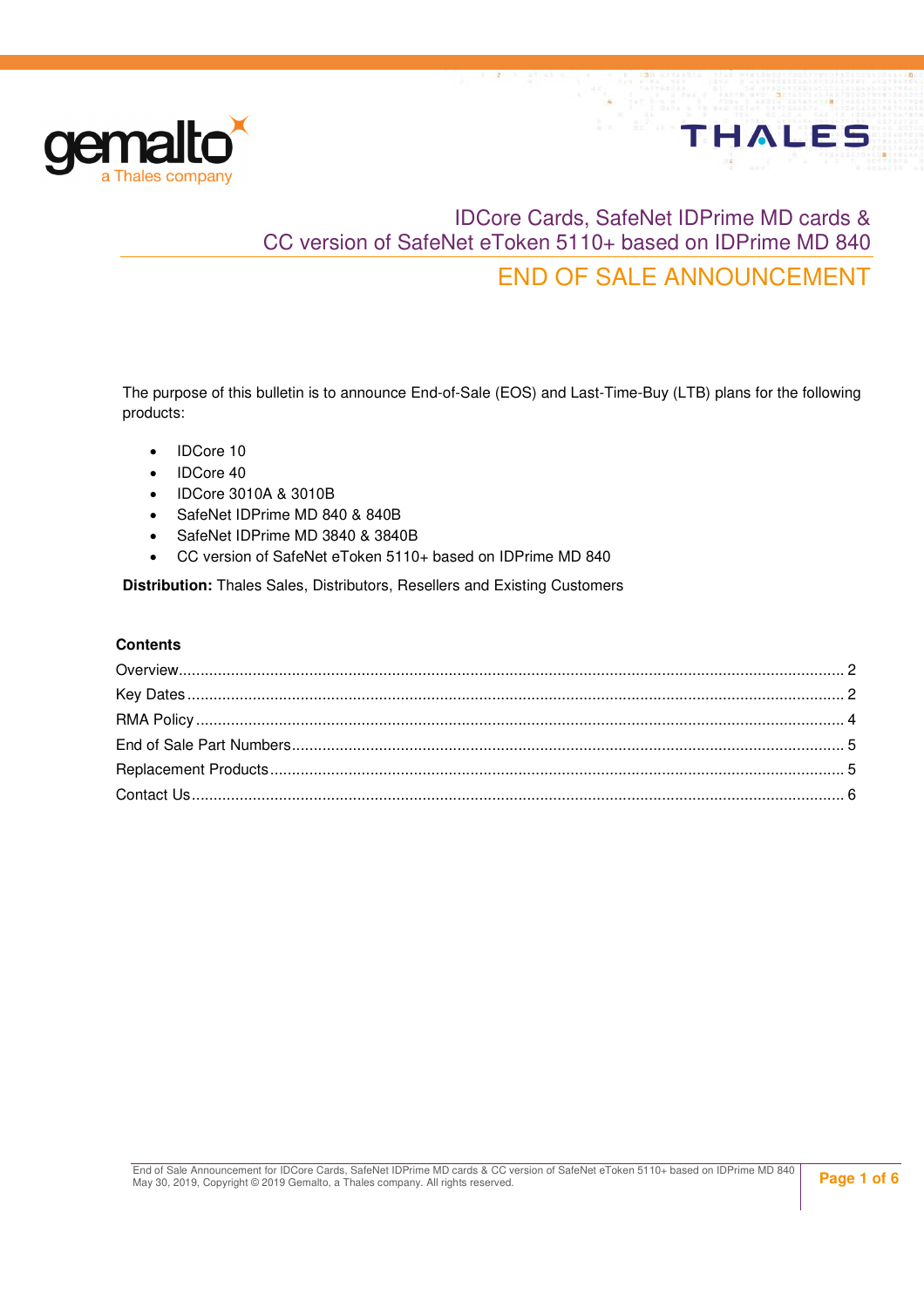# IDCore Cards, SafeNet IDPrime MD cards & CC version of SafeNet eToken 5110+ based on IDPrime MD 840

## END OF SALE ANNOUNCEMENT

The purpose of this bulletin is to announce End-of-Sale (EOS) and Last-Time-Buy (LTB) plans for the following products:

- IDCore 10
- IDCore 40
- IDCore 3010A & 3010B
- SafeNet IDPrime MD 840 & 840B
- SafeNet IDPrime MD 3840 & 3840B
- CC version of SafeNet eToken 5110+ based on IDPrime MD 840

**Distribution:** Thales Sales, Distributors, Resellers and Existing Customers

**Contents**

Overview ........................................ 2
Key Dates ........................................ 2
RMA Policy ........................................ 4
End of Sale Part Numbers ........................................ 5
Replacement Products ........................................ 5
Contact Us ........................................ 6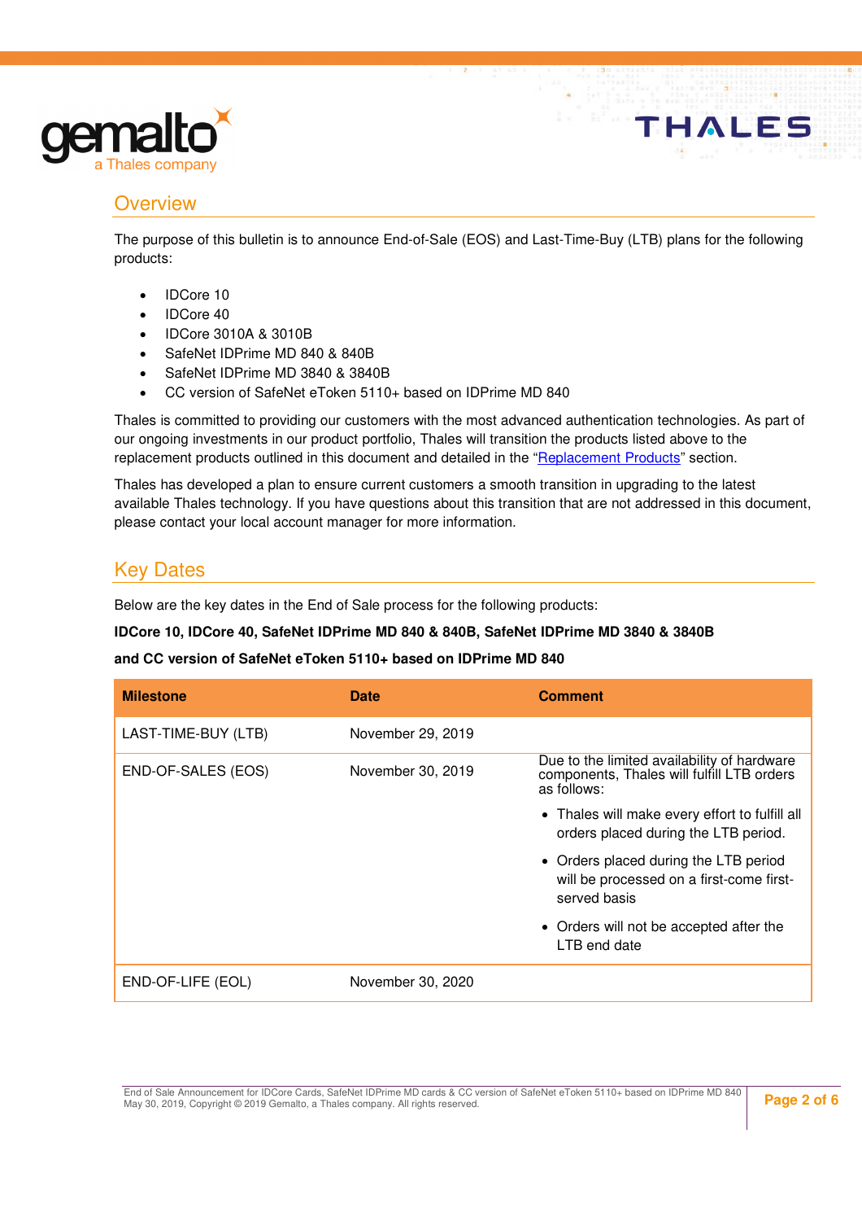## Overview

The purpose of this bulletin is to announce End-of-Sale (EOS) and Last-Time-Buy (LTB) plans for the following products:

- IDCore 10
- IDCore 40
- IDCore 3010A & 3010B
- SafeNet IDPrime MD 840 & 840B
- SafeNet IDPrime MD 3840 & 3840B
- CC version of SafeNet eToken 5110+ based on IDPrime MD 840

Thales is committed to providing our customers with the most advanced authentication technologies. As part of our ongoing investments in our product portfolio, Thales will transition the products listed above to the replacement products outlined in this document and detailed in the "Replacement Products" section.

Thales has developed a plan to ensure current customers a smooth transition in upgrading to the latest available Thales technology. If you have questions about this transition that are not addressed in this document, please contact your local account manager for more information.

## Key Dates

Below are the key dates in the End of Sale process for the following products:

**IDCore 10, IDCore 40, SafeNet IDPrime MD 840 & 840B, SafeNet IDPrime MD 3840 & 3840B**

**and CC version of SafeNet eToken 5110+ based on IDPrime MD 840**

| Milestone | Date | Comment |
|---|---|---|
| LAST-TIME-BUY (LTB) | November 29, 2019 | |
| END-OF-SALES (EOS) | November 30, 2019 | Due to the limited availability of hardware components, Thales will fulfill LTB orders as follows: • Thales will make every effort to fulfill all orders placed during the LTB period. • Orders placed during the LTB period will be processed on a first-come first-served basis • Orders will not be accepted after the LTB end date |
| END-OF-LIFE (EOL) | November 30, 2020 | |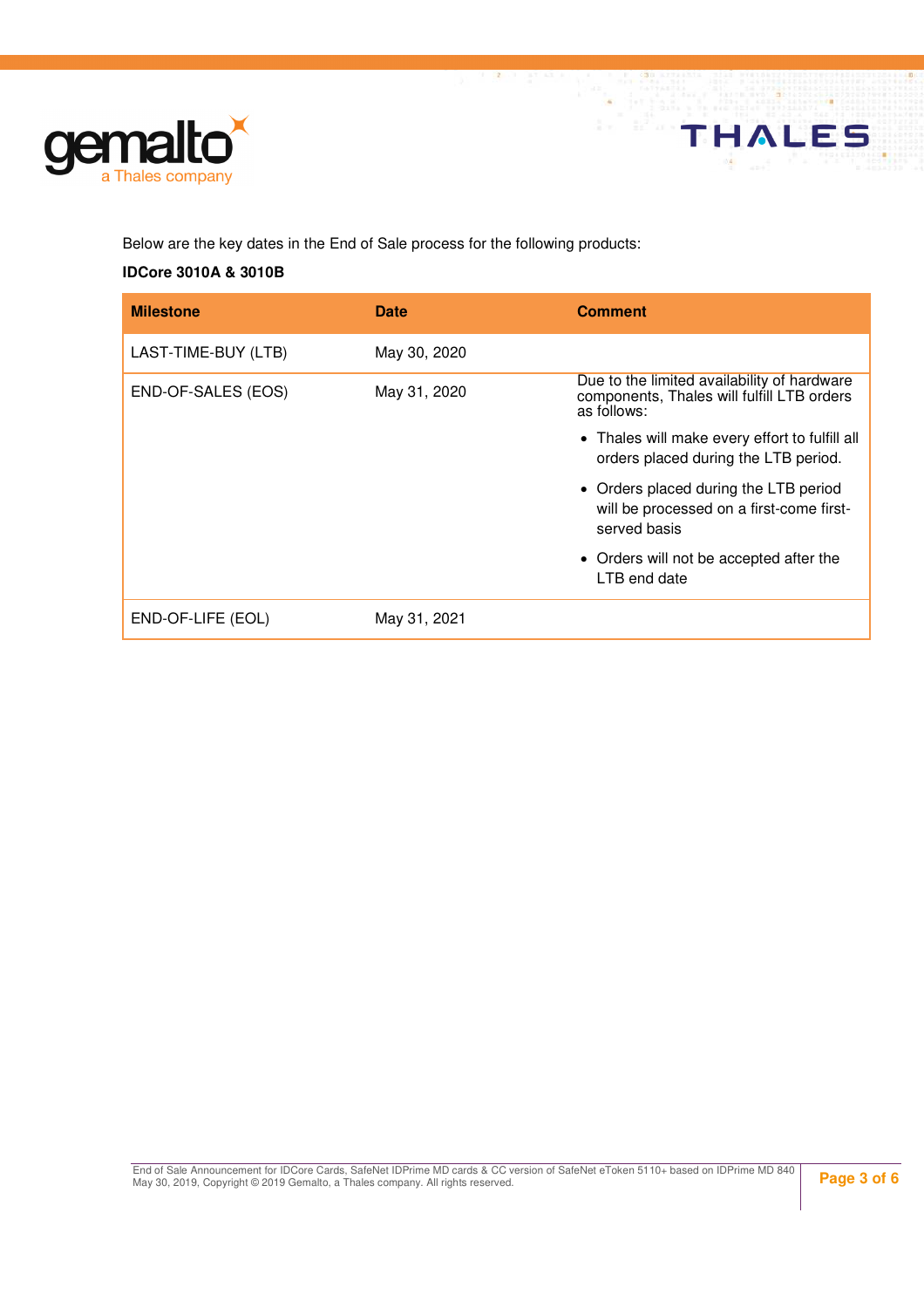Below are the key dates in the End of Sale process for the following products:

**IDCore 3010A & 3010B**

| Milestone | Date | Comment |
|---|---|---|
| LAST-TIME-BUY (LTB) | May 30, 2020 | |
| END-OF-SALES (EOS) | May 31, 2020 | Due to the limited availability of hardware components, Thales will fulfill LTB orders as follows:<br>• Thales will make every effort to fulfill all orders placed during the LTB period.<br>• Orders placed during the LTB period will be processed on a first-come first-served basis<br>• Orders will not be accepted after the LTB end date |
| END-OF-LIFE (EOL) | May 31, 2021 | |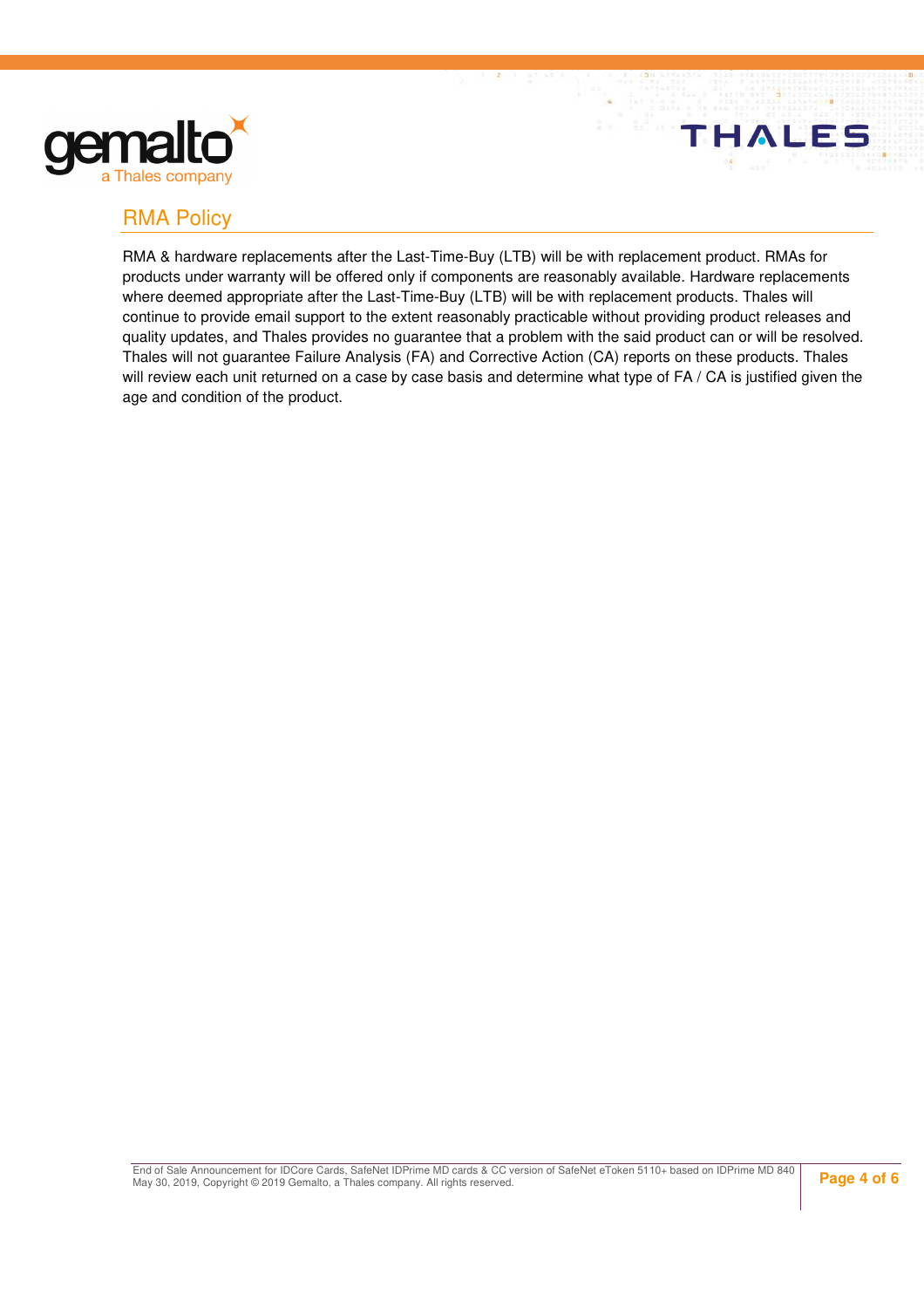## RMA Policy

RMA & hardware replacements after the Last-Time-Buy (LTB) will be with replacement product. RMAs for products under warranty will be offered only if components are reasonably available. Hardware replacements where deemed appropriate after the Last-Time-Buy (LTB) will be with replacement products. Thales will continue to provide email support to the extent reasonably practicable without providing product releases and quality updates, and Thales provides no guarantee that a problem with the said product can or will be resolved. Thales will not guarantee Failure Analysis (FA) and Corrective Action (CA) reports on these products. Thales will review each unit returned on a case by case basis and determine what type of FA / CA is justified given the age and condition of the product.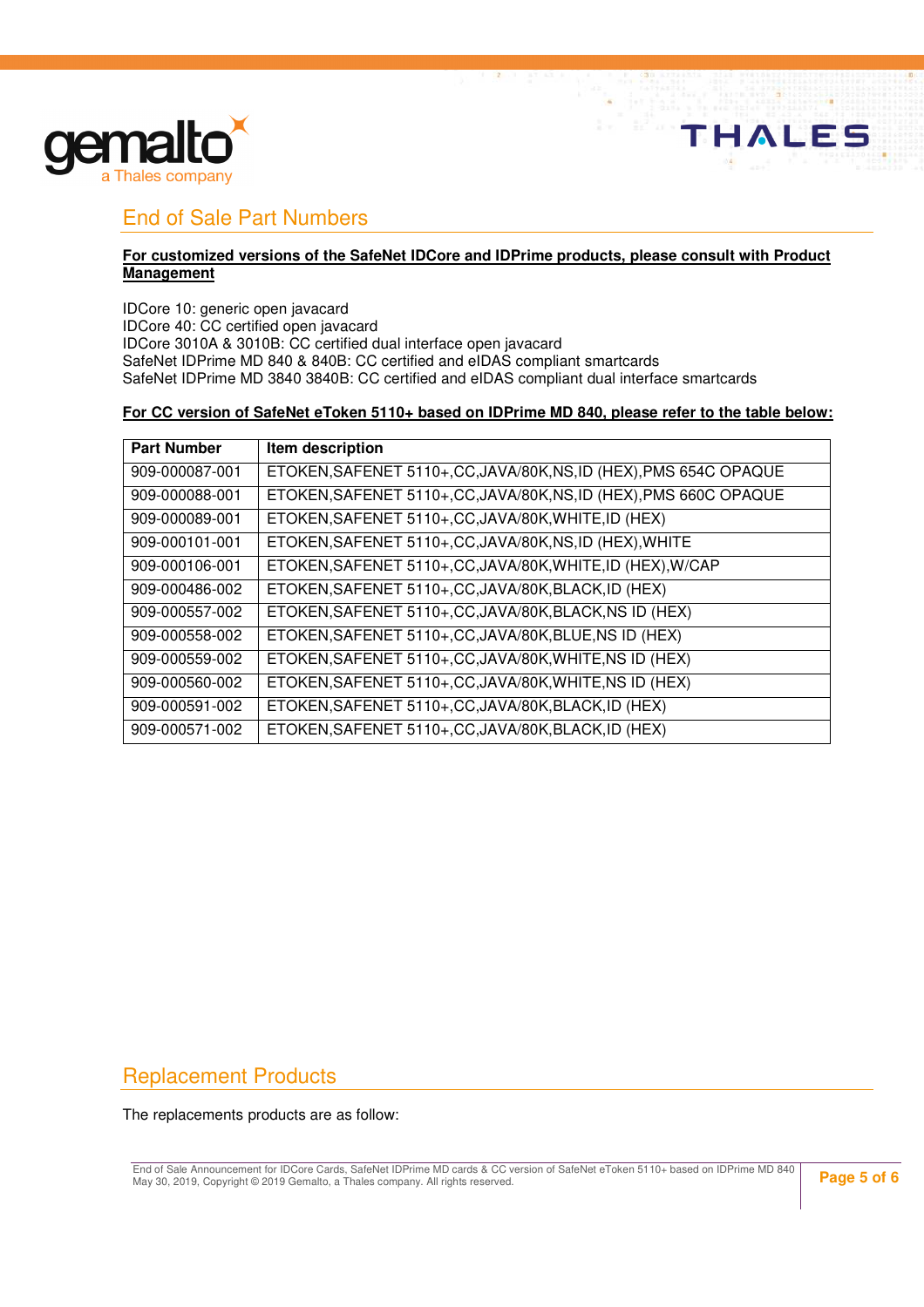## End of Sale Part Numbers

**For customized versions of the SafeNet IDCore and IDPrime products, please consult with Product Management**

IDCore 10: generic open javacard
IDCore 40: CC certified open javacard
IDCore 3010A & 3010B: CC certified dual interface open javacard
SafeNet IDPrime MD 840 & 840B: CC certified and eIDAS compliant smartcards
SafeNet IDPrime MD 3840 3840B: CC certified and eIDAS compliant dual interface smartcards

**For CC version of SafeNet eToken 5110+ based on IDPrime MD 840, please refer to the table below:**

| Part Number | Item description |
|---|---|
| 909-000087-001 | ETOKEN,SAFENET 5110+,CC,JAVA/80K,NS,ID (HEX),PMS 654C OPAQUE |
| 909-000088-001 | ETOKEN,SAFENET 5110+,CC,JAVA/80K,NS,ID (HEX),PMS 660C OPAQUE |
| 909-000089-001 | ETOKEN,SAFENET 5110+,CC,JAVA/80K,WHITE,ID (HEX) |
| 909-000101-001 | ETOKEN,SAFENET 5110+,CC,JAVA/80K,NS,ID (HEX),WHITE |
| 909-000106-001 | ETOKEN,SAFENET 5110+,CC,JAVA/80K,WHITE,ID (HEX),W/CAP |
| 909-000486-002 | ETOKEN,SAFENET 5110+,CC,JAVA/80K,BLACK,ID (HEX) |
| 909-000557-002 | ETOKEN,SAFENET 5110+,CC,JAVA/80K,BLACK,NS ID (HEX) |
| 909-000558-002 | ETOKEN,SAFENET 5110+,CC,JAVA/80K,BLUE,NS ID (HEX) |
| 909-000559-002 | ETOKEN,SAFENET 5110+,CC,JAVA/80K,WHITE,NS ID (HEX) |
| 909-000560-002 | ETOKEN,SAFENET 5110+,CC,JAVA/80K,WHITE,NS ID (HEX) |
| 909-000591-002 | ETOKEN,SAFENET 5110+,CC,JAVA/80K,BLACK,ID (HEX) |
| 909-000571-002 | ETOKEN,SAFENET 5110+,CC,JAVA/80K,BLACK,ID (HEX) |

## Replacement Products

The replacements products are as follow: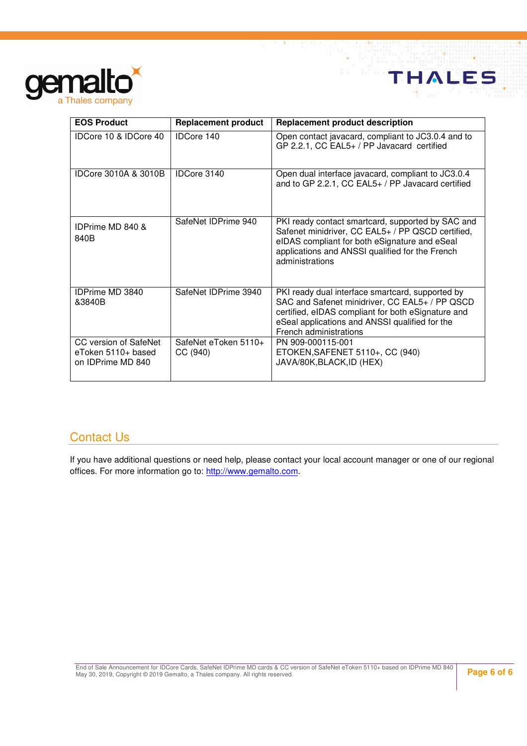| EOS Product | Replacement product | Replacement product description |
|---|---|---|
| IDCore 10 & IDCore 40 | IDCore 140 | Open contact javacard, compliant to JC3.0.4 and to GP 2.2.1, CC EAL5+ / PP Javacard certified |
| IDCore 3010A & 3010B | IDCore 3140 | Open dual interface javacard, compliant to JC3.0.4 and to GP 2.2.1, CC EAL5+ / PP Javacard certified |
| IDPrime MD 840 & 840B | SafeNet IDPrime 940 | PKI ready contact smartcard, supported by SAC and Safenet minidriver, CC EAL5+ / PP QSCD certified, eIDAS compliant for both eSignature and eSeal applications and ANSSI qualified for the French administrations |
| IDPrime MD 3840 &3840B | SafeNet IDPrime 3940 | PKI ready dual interface smartcard, supported by SAC and Safenet minidriver, CC EAL5+ / PP QSCD certified, eIDAS compliant for both eSignature and eSeal applications and ANSSI qualified for the French administrations |
| CC version of SafeNet eToken 5110+ based on IDPrime MD 840 | SafeNet eToken 5110+ CC (940) | PN 909-000115-001<br>ETOKEN,SAFENET 5110+, CC (940) JAVA/80K,BLACK,ID (HEX) |

## Contact Us

If you have additional questions or need help, please contact your local account manager or one of our regional offices. For more information go to: http://www.gemalto.com.